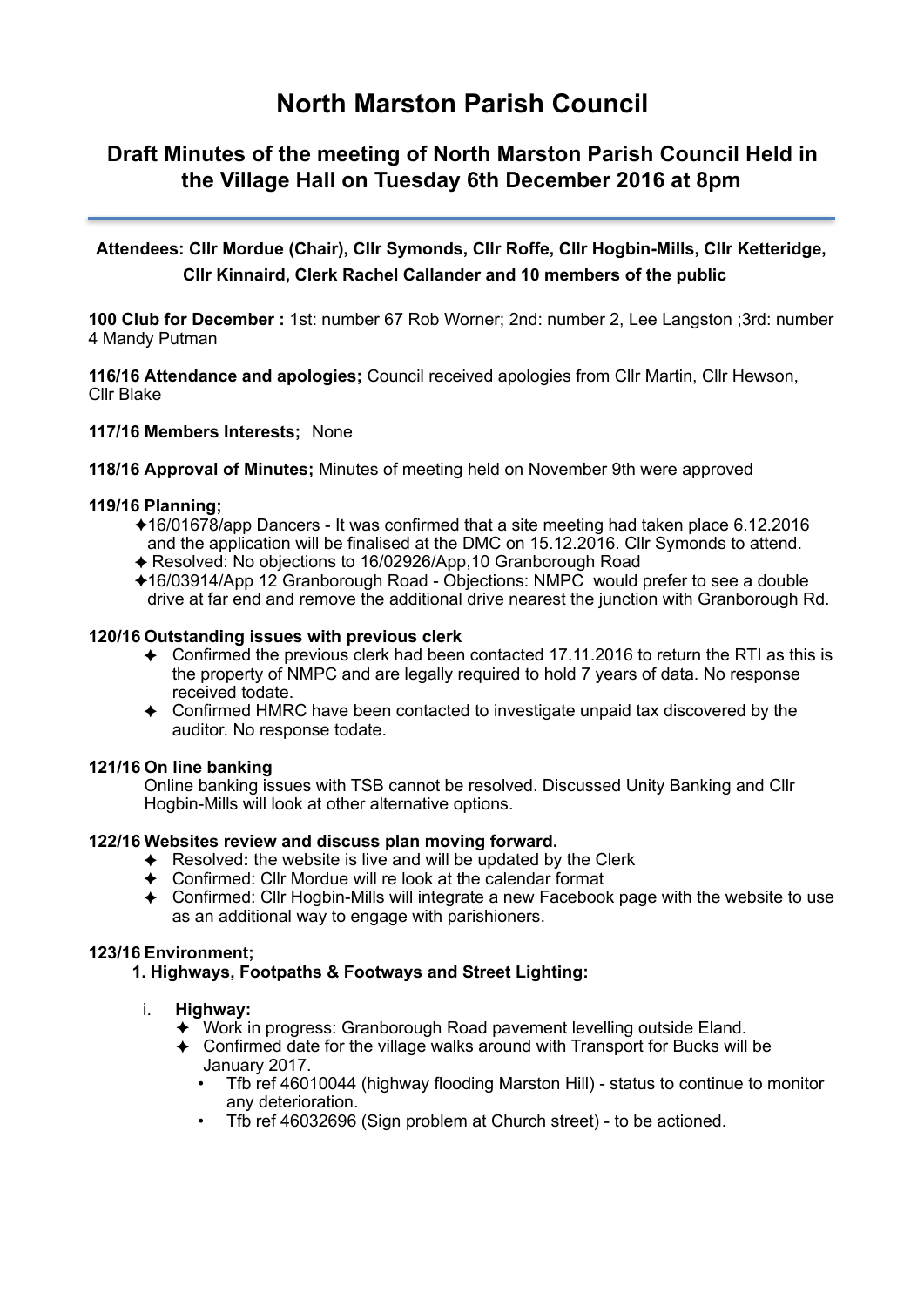# North Marston Parish Council

## Draft Minutes of the meeting of North Marston Parish Council Held in the Village Hall on Tuesday 6th December 2016 at 8pm

**Attendees: Cllr Mordue (Chair), Cllr Symonds, Cllr Roffe, Cllr Hogbin-Mills, Cllr Ketteridge, Cllr Kinnaird, Clerk Rachel Callander and 10 members of the public**

**100 Club for December :** 1st: number 67 Rob Worner; 2nd: number 2, Lee Langston ;3rd: number 4 Mandy Putman

**116/16 Attendance and apologies;** Council received apologies from Cllr Martin, Cllr Hewson, Cllr Blake

**117/16 Members Interests;** None

**118/16 Approval of Minutes;** Minutes of meeting held on November 9th were approved

**119/16 Planning;**

- ✦16/01678/app Dancers - It was confirmed that a site meeting had taken place 6.12.2016 and the application will be finalised at the DMC on 15.12.2016. Cllr Symonds to attend.
- ✦ Resolved: No objections to 16/02926/App,10 Granborough Road
- ✦16/03914/App 12 Granborough Road - Objections: NMPC would prefer to see a double drive at far end and remove the additional drive nearest the junction with Granborough Rd.

**120/16 Outstanding issues with previous clerk**

- ✦ Confirmed the previous clerk had been contacted 17.11.2016 to return the RTI as this is the property of NMPC and are legally required to hold 7 years of data. No response received todate.
- ✦ Confirmed HMRC have been contacted to investigate unpaid tax discovered by the auditor. No response todate.

**121/16 On line banking**

Online banking issues with TSB cannot be resolved. Discussed Unity Banking and Cllr Hogbin-Mills will look at other alternative options.

**122/16 Websites review and discuss plan moving forward.**

- ✦ Resolved**:** the website is live and will be updated by the Clerk
- ✦ Confirmed: Cllr Mordue will re look at the calendar format
- ✦ Confirmed: Cllr Hogbin-Mills will integrate a new Facebook page with the website to use as an additional way to engage with parishioners.

**123/16 Environment;**

**1. Highways, Footpaths & Footways and Street Lighting:**

i. **Highway:**
  - ✦ Work in progress: Granborough Road pavement levelling outside Eland.
  - ✦ Confirmed date for the village walks around with Transport for Bucks will be January 2017.
    - Tfb ref 46010044 (highway flooding Marston Hill) - status to continue to monitor any deterioration.
    - Tfb ref 46032696 (Sign problem at Church street) - to be actioned.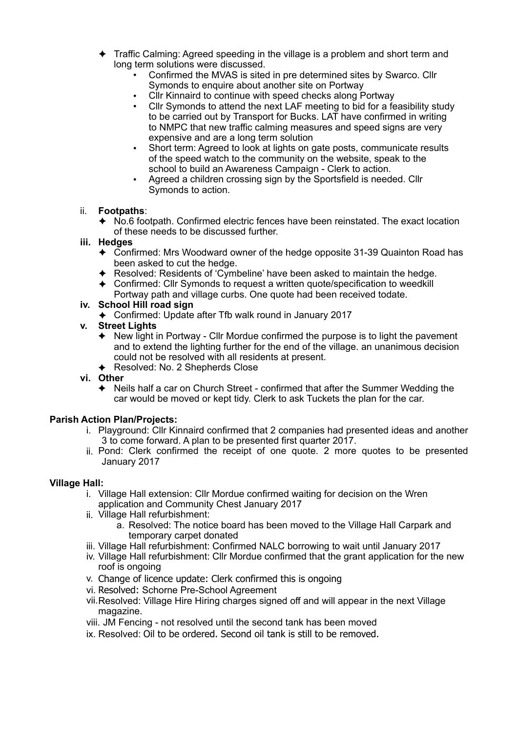- ✦ Traffic Calming: Agreed speeding in the village is a problem and short term and long term solutions were discussed.
  - Confirmed the MVAS is sited in pre determined sites by Swarco. Cllr Symonds to enquire about another site on Portway
  - Cllr Kinnaird to continue with speed checks along Portway
  - Cllr Symonds to attend the next LAF meeting to bid for a feasibility study to be carried out by Transport for Bucks. LAT have confirmed in writing to NMPC that new traffic calming measures and speed signs are very expensive and are a long term solution
  - Short term: Agreed to look at lights on gate posts, communicate results of the speed watch to the community on the website, speak to the school to build an Awareness Campaign - Clerk to action.
  - Agreed a children crossing sign by the Sportsfield is needed. Cllr Symonds to action.

ii. **Footpaths**:
- ✦ No.6 footpath. Confirmed electric fences have been reinstated. The exact location of these needs to be discussed further.

**iii. Hedges**
- ✦ Confirmed: Mrs Woodward owner of the hedge opposite 31-39 Quainton Road has been asked to cut the hedge.
- ✦ Resolved: Residents of 'Cymbeline' have been asked to maintain the hedge.
- ✦ Confirmed: Cllr Symonds to request a written quote/specification to weedkill Portway path and village curbs. One quote had been received todate.

**iv. School Hill road sign**
- ✦ Confirmed: Update after Tfb walk round in January 2017

**v. Street Lights**
- ✦ New light in Portway - Cllr Mordue confirmed the purpose is to light the pavement and to extend the lighting further for the end of the village. an unanimous decision could not be resolved with all residents at present.
- ✦ Resolved: No. 2 Shepherds Close

**vi. Other**
- ✦ Neils half a car on Church Street - confirmed that after the Summer Wedding the car would be moved or kept tidy. Clerk to ask Tuckets the plan for the car.

**Parish Action Plan/Projects:**

i. Playground: Cllr Kinnaird confirmed that 2 companies had presented ideas and another 3 to come forward. A plan to be presented first quarter 2017.
ii. Pond: Clerk confirmed the receipt of one quote. 2 more quotes to be presented January 2017

**Village Hall:**

i. Village Hall extension: Cllr Mordue confirmed waiting for decision on the Wren application and Community Chest January 2017
ii. Village Hall refurbishment:
    a. Resolved: The notice board has been moved to the Village Hall Carpark and temporary carpet donated
iii. Village Hall refurbishment: Confirmed NALC borrowing to wait until January 2017
iv. Village Hall refurbishment: Cllr Mordue confirmed that the grant application for the new roof is ongoing
v. Change of licence update: Clerk confirmed this is ongoing
vi. Resolved: Schorne Pre-School Agreement
vii. Resolved: Village Hire Hiring charges signed off and will appear in the next Village magazine.
viii. JM Fencing - not resolved until the second tank has been moved
ix. Resolved: Oil to be ordered. Second oil tank is still to be removed.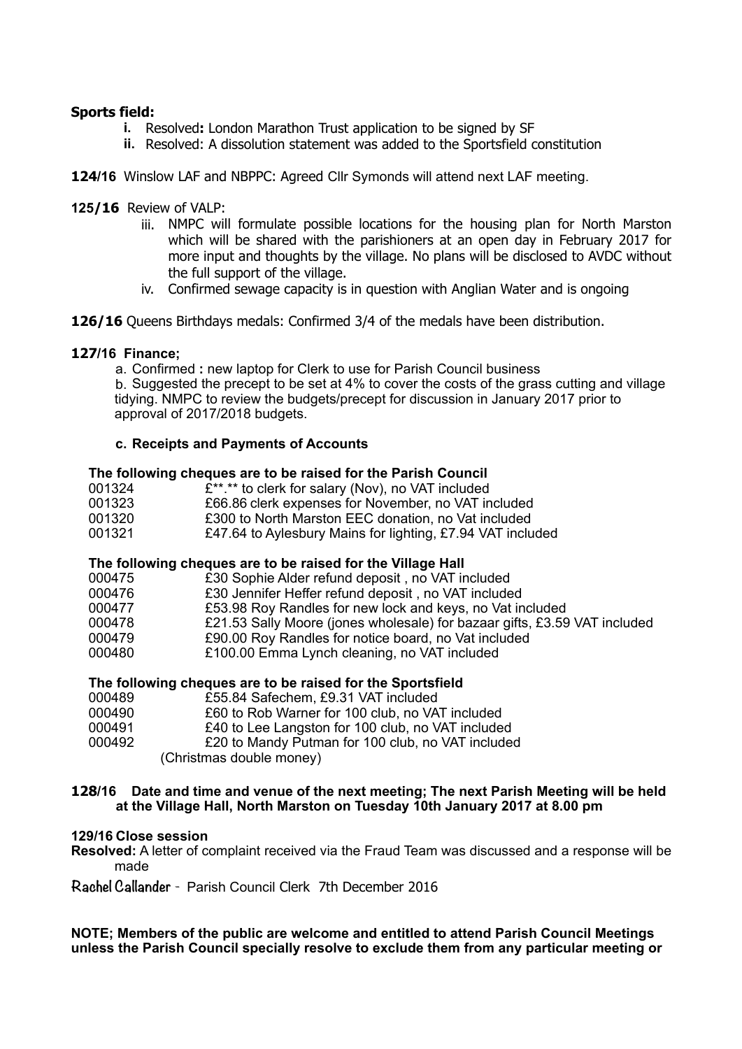**Sports field:**

i. Resolved**:** London Marathon Trust application to be signed by SF
ii. Resolved: A dissolution statement was added to the Sportsfield constitution

**124/16** Winslow LAF and NBPPC: Agreed Cllr Symonds will attend next LAF meeting.

**125/16** Review of VALP:

iii. NMPC will formulate possible locations for the housing plan for North Marston which will be shared with the parishioners at an open day in February 2017 for more input and thoughts by the village. No plans will be disclosed to AVDC without the full support of the village.
iv. Confirmed sewage capacity is in question with Anglian Water and is ongoing

**126/16** Queens Birthdays medals: Confirmed 3/4 of the medals have been distribution.

**127/16 Finance;**

a. Confirmed **:** new laptop for Clerk to use for Parish Council business
b. Suggested the precept to be set at 4% to cover the costs of the grass cutting and village tidying. NMPC to review the budgets/precept for discussion in January 2017 prior to approval of 2017/2018 budgets.

**c. Receipts and Payments of Accounts**

**The following cheques are to be raised for the Parish Council**

| | |
|---|---|
| 001324 | £**.** to clerk for salary (Nov), no VAT included |
| 001323 | £66.86 clerk expenses for November, no VAT included |
| 001320 | £300 to North Marston EEC donation, no Vat included |
| 001321 | £47.64 to Aylesbury Mains for lighting, £7.94 VAT included |

**The following cheques are to be raised for the Village Hall**

| | |
|---|---|
| 000475 | £30 Sophie Alder refund deposit , no VAT included |
| 000476 | £30 Jennifer Heffer refund deposit , no VAT included |
| 000477 | £53.98 Roy Randles for new lock and keys, no Vat included |
| 000478 | £21.53 Sally Moore (jones wholesale) for bazaar gifts, £3.59 VAT included |
| 000479 | £90.00 Roy Randles for notice board, no Vat included |
| 000480 | £100.00 Emma Lynch cleaning, no VAT included |

**The following cheques are to be raised for the Sportsfield**

| | |
|---|---|
| 000489 | £55.84 Safechem, £9.31 VAT included |
| 000490 | £60 to Rob Warner for 100 club, no VAT included |
| 000491 | £40 to Lee Langston for 100 club, no VAT included |
| 000492 | £20 to Mandy Putman for 100 club, no VAT included |

(Christmas double money)

**128/16 Date and time and venue of the next meeting; The next Parish Meeting will be held at the Village Hall, North Marston on Tuesday 10th January 2017 at 8.00 pm**

**129/16 Close session**

**Resolved:** A letter of complaint received via the Fraud Team was discussed and a response will be made

Rachel Callander - Parish Council Clerk 7th December 2016

**NOTE; Members of the public are welcome and entitled to attend Parish Council Meetings unless the Parish Council specially resolve to exclude them from any particular meeting or**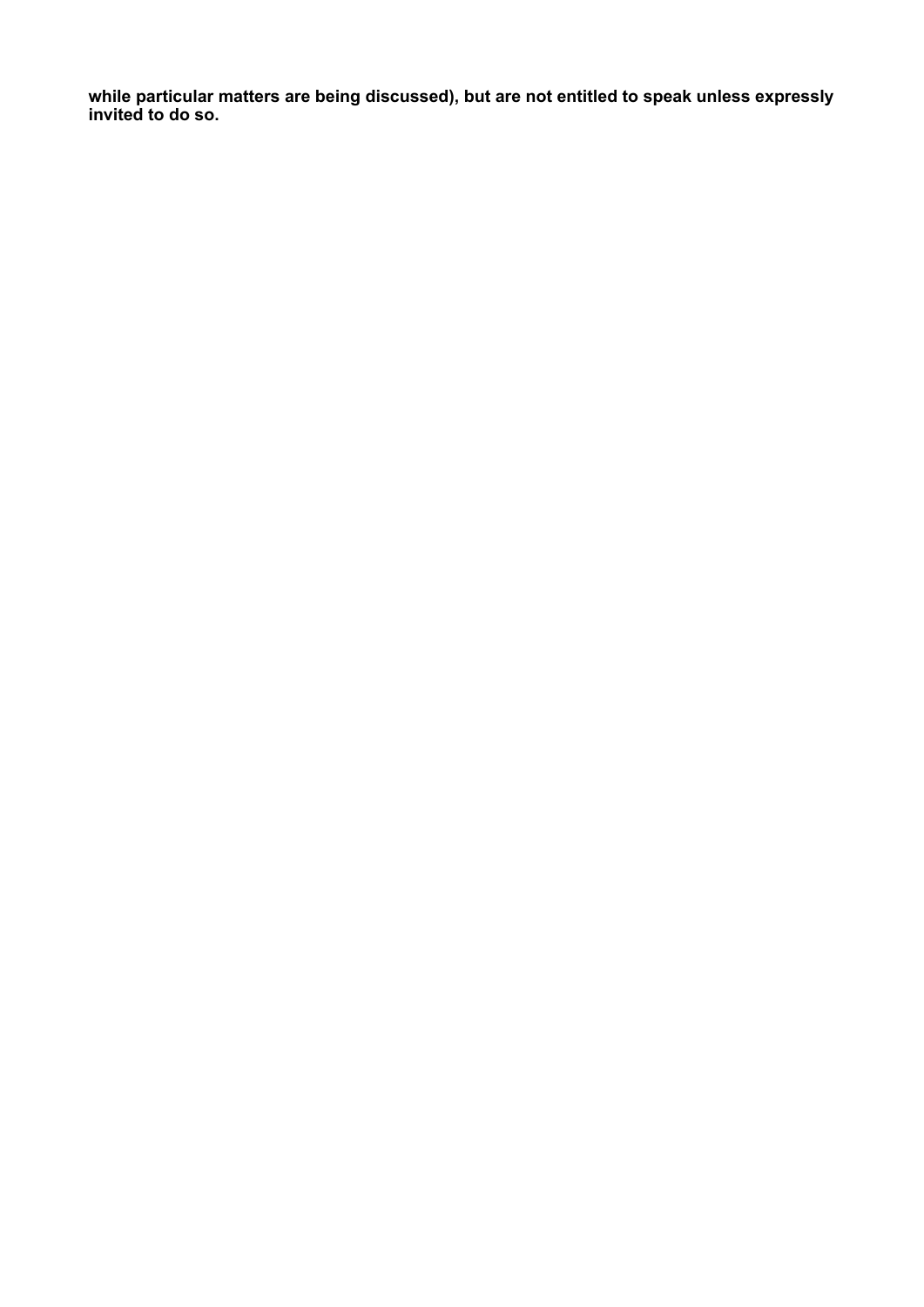**while particular matters are being discussed), but are not entitled to speak unless expressly invited to do so.**